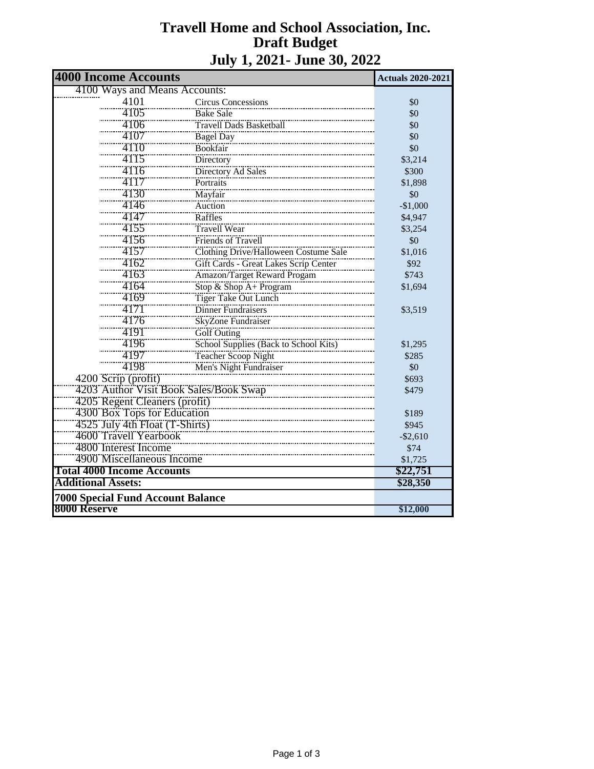# Travell Home and School Association, Inc.
## Draft Budget
## July 1, 2021- June 30, 2022

| 4000 Income Accounts | | | Actuals 2020-2021 |
|---|---|---|---|
| 4100 Ways and Means Accounts: | | | |
| | 4101 | Circus Concessions | $0 |
| | 4105 | Bake Sale | $0 |
| | 4106 | Travell Dads Basketball | $0 |
| | 4107 | Bagel Day | $0 |
| | 4110 | Bookfair | $0 |
| | 4115 | Directory | $3,214 |
| | 4116 | Directory Ad Sales | $300 |
| | 4117 | Portraits | $1,898 |
| | 4130 | Mayfair | $0 |
| | 4146 | Auction | -$1,000 |
| | 4147 | Raffles | $4,947 |
| | 4155 | Travell Wear | $3,254 |
| | 4156 | Friends of Travell | $0 |
| | 4157 | Clothing Drive/Halloween Costume Sale | $1,016 |
| | 4162 | Gift Cards - Great Lakes Scrip Center | $92 |
| | 4163 | Amazon/Target Reward Progam | $743 |
| | 4164 | Stop & Shop A+ Program | $1,694 |
| | 4169 | Tiger Take Out Lunch | |
| | 4171 | Dinner Fundraisers | $3,519 |
| | 4176 | SkyZone Fundraiser | |
| | 4191 | Golf Outing | |
| | 4196 | School Supplies (Back to School Kits) | $1,295 |
| | 4197 | Teacher Scoop Night | $285 |
| | 4198 | Men's Night Fundraiser | $0 |
| 4200 Scrip (profit) | | | $693 |
| 4203 Author Visit Book Sales/Book Swap | | | $479 |
| 4205 Regent Cleaners (profit) | | | |
| 4300 Box Tops for Education | | | $189 |
| 4525 July 4th Float (T-Shirts) | | | $945 |
| 4600 Travell Yearbook | | | -$2,610 |
| 4800 Interest Income | | | $74 |
| 4900 Miscellaneous Income | | | $1,725 |
| **Total 4000 Income Accounts** | | | **$22,751** |
| **Additional Assets:** | | | **$28,350** |
| **7000 Special Fund Account Balance** | | | |
| **8000 Reserve** | | | **$12,000** |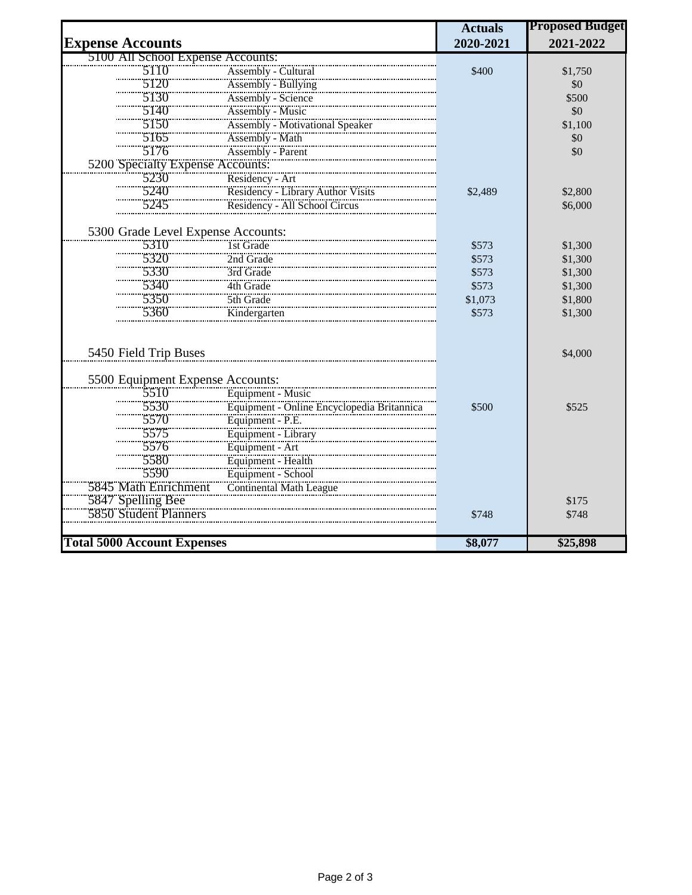| Expense Accounts | | Actuals 2020-2021 | Proposed Budget 2021-2022 |
|---|---|---|---|
| 5100 All School Expense Accounts: | | | |
| 5110 | Assembly - Cultural | $400 | $1,750 |
| 5120 | Assembly - Bullying | | $0 |
| 5130 | Assembly - Science | | $500 |
| 5140 | Assembly - Music | | $0 |
| 5150 | Assembly - Motivational Speaker | | $1,100 |
| 5165 | Assembly - Math | | $0 |
| 5176 | Assembly - Parent | | $0 |
| 5200 Specialty Expense Accounts: | | | |
| 5230 | Residency - Art | | |
| 5240 | Residency - Library Author Visits | $2,489 | $2,800 |
| 5245 | Residency - All School Circus | | $6,000 |
| 5300 Grade Level Expense Accounts: | | | |
| 5310 | 1st Grade | $573 | $1,300 |
| 5320 | 2nd Grade | $573 | $1,300 |
| 5330 | 3rd Grade | $573 | $1,300 |
| 5340 | 4th Grade | $573 | $1,300 |
| 5350 | 5th Grade | $1,073 | $1,800 |
| 5360 | Kindergarten | $573 | $1,300 |
| 5450 Field Trip Buses | | | $4,000 |
| 5500 Equipment Expense Accounts: | | | |
| 5510 | Equipment - Music | | |
| 5530 | Equipment - Online Encyclopedia Britannica | $500 | $525 |
| 5570 | Equipment - P.E. | | |
| 5575 | Equipment - Library | | |
| 5576 | Equipment - Art | | |
| 5580 | Equipment - Health | | |
| 5590 | Equipment - School | | |
| 5845 Math Enrichment | Continental Math League | | |
| 5847 Spelling Bee | | | $175 |
| 5850 Student Planners | | $748 | $748 |
| **Total 5000 Account Expenses** | | **$8,077** | **$25,898** |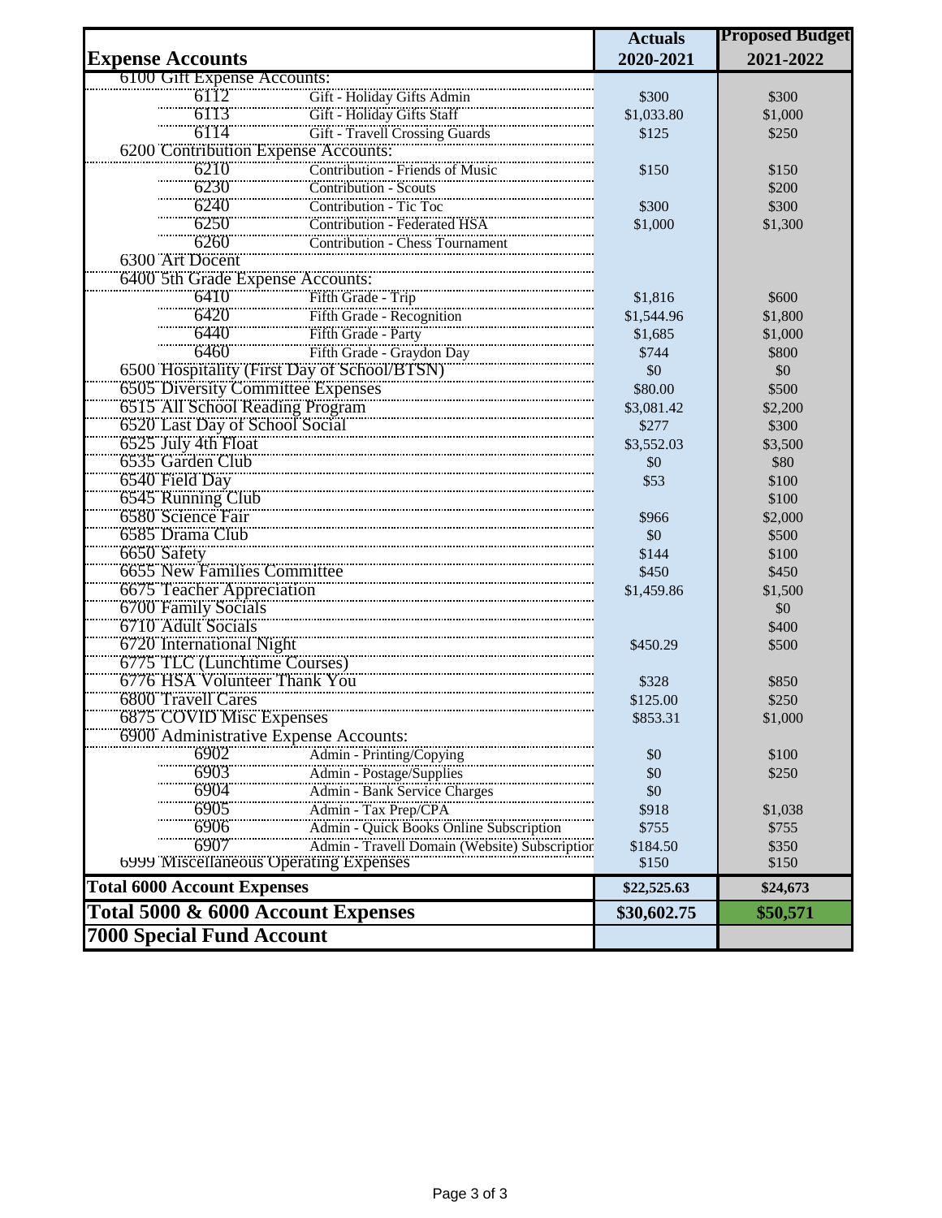| Expense Accounts | | Actuals 2020-2021 | Proposed Budget 2021-2022 |
|---|---|---|---|
| 6100 Gift Expense Accounts: | | | |
| 6112 | Gift - Holiday Gifts Admin | $300 | $300 |
| 6113 | Gift - Holiday Gifts Staff | $1,033.80 | $1,000 |
| 6114 | Gift - Travell Crossing Guards | $125 | $250 |
| 6200 Contribution Expense Accounts: | | | |
| 6210 | Contribution - Friends of Music | $150 | $150 |
| 6230 | Contribution - Scouts | | $200 |
| 6240 | Contribution - Tic Toc | $300 | $300 |
| 6250 | Contribution - Federated HSA | $1,000 | $1,300 |
| 6260 | Contribution - Chess Tournament | | |
| 6300 Art Docent | | | |
| 6400 5th Grade Expense Accounts: | | | |
| 6410 | Fifth Grade - Trip | $1,816 | $600 |
| 6420 | Fifth Grade - Recognition | $1,544.96 | $1,800 |
| 6440 | Fifth Grade - Party | $1,685 | $1,000 |
| 6460 | Fifth Grade - Graydon Day | $744 | $800 |
| 6500 Hospitality (First Day of School/BTSN) | | $0 | $0 |
| 6505 Diversity Committee Expenses | | $80.00 | $500 |
| 6515 All School Reading Program | | $3,081.42 | $2,200 |
| 6520 Last Day of School Social | | $277 | $300 |
| 6525 July 4th Float | | $3,552.03 | $3,500 |
| 6535 Garden Club | | $0 | $80 |
| 6540 Field Day | | $53 | $100 |
| 6545 Running Club | | | $100 |
| 6580 Science Fair | | $966 | $2,000 |
| 6585 Drama Club | | $0 | $500 |
| 6650 Safety | | $144 | $100 |
| 6655 New Families Committee | | $450 | $450 |
| 6675 Teacher Appreciation | | $1,459.86 | $1,500 |
| 6700 Family Socials | | | $0 |
| 6710 Adult Socials | | | $400 |
| 6720 International Night | | $450.29 | $500 |
| 6775 TLC (Lunchtime Courses) | | | |
| 6776 HSA Volunteer Thank You | | $328 | $850 |
| 6800 Travell Cares | | $125.00 | $250 |
| 6875 COVID Misc Expenses | | $853.31 | $1,000 |
| 6900 Administrative Expense Accounts: | | | |
| 6902 | Admin - Printing/Copying | $0 | $100 |
| 6903 | Admin - Postage/Supplies | $0 | $250 |
| 6904 | Admin - Bank Service Charges | $0 | |
| 6905 | Admin - Tax Prep/CPA | $918 | $1,038 |
| 6906 | Admin - Quick Books Online Subscription | $755 | $755 |
| 6907 | Admin - Travell Domain (Website) Subscription | $184.50 | $350 |
| 6999 Miscellaneous Operating Expenses | | $150 | $150 |
| **Total 6000 Account Expenses** | | **$22,525.63** | **$24,673** |
| **Total 5000 & 6000 Account Expenses** | | **$30,602.75** | **$50,571** |
| **7000 Special Fund Account** | | | |